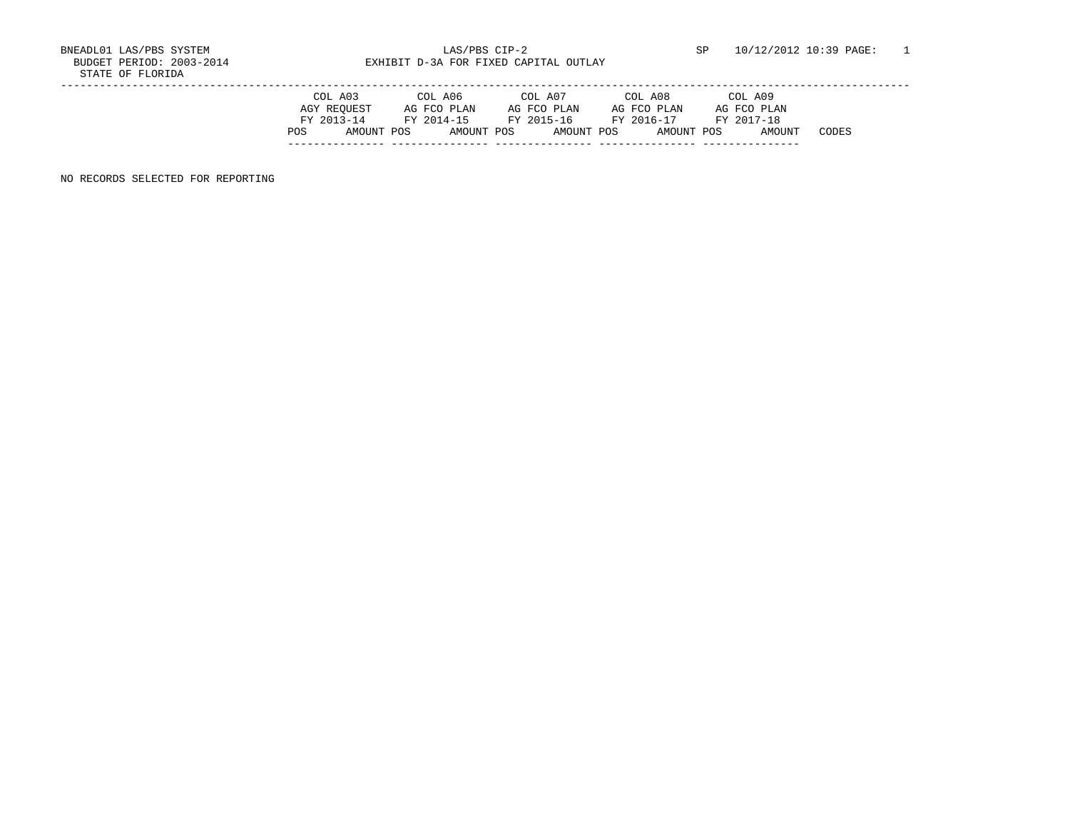BNEADL01 LAS/PBS SYSTEM LAS/PBS CIP-2 SP 10/12/2012 10:39 PAGE: 1

BUDGET PERIOD: 2003-2014 EXHIBIT D-3A FOR FIXED CAPITAL OUTLAY

STATE OF FLORIDA

| COL A03 | | COL A06 | | COL A07 | | COL A08 | | COL A09 | | |
|---|---|---|---|---|---|---|---|---|---|---|
| AGY REQUEST | | AG FCO PLAN | | AG FCO PLAN | | AG FCO PLAN | | AG FCO PLAN | | |
| FY 2013-14 | | FY 2014-15 | | FY 2015-16 | | FY 2016-17 | | FY 2017-18 | | |
| POS | AMOUNT | POS | AMOUNT | POS | AMOUNT | POS | AMOUNT | POS | AMOUNT | CODES |

NO RECORDS SELECTED FOR REPORTING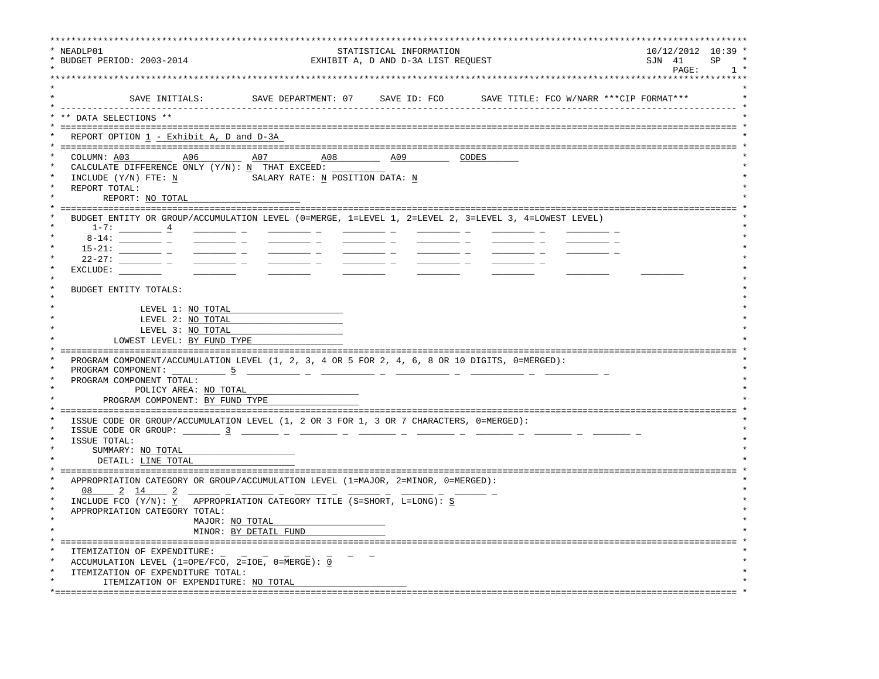NEADLP01 STATISTICAL INFORMATION 10/12/2012 10:39

BUDGET PERIOD: 2003-2014 EXHIBIT A, D AND D-3A LIST REQUEST SJN 41 SP

PAGE: 1

SAVE INITIALS: SAVE DEPARTMENT: 07 SAVE ID: FCO SAVE TITLE: FCO W/NARR ***CIP FORMAT***

** DATA SELECTIONS **

REPORT OPTION 1 - Exhibit A, D and D-3A

COLUMN: A03 A06 A07 A08 A09 CODES

CALCULATE DIFFERENCE ONLY (Y/N): N THAT EXCEED:

INCLUDE (Y/N) FTE: N SALARY RATE: N POSITION DATA: N

REPORT TOTAL:

REPORT: NO TOTAL

BUDGET ENTITY OR GROUP/ACCUMULATION LEVEL (0=MERGE, 1=LEVEL 1, 2=LEVEL 2, 3=LEVEL 3, 4=LOWEST LEVEL)

1-7: 4

8-14:

15-21:

22-27:

EXCLUDE:

BUDGET ENTITY TOTALS:

LEVEL 1: NO TOTAL

LEVEL 2: NO TOTAL

LEVEL 3: NO TOTAL

LOWEST LEVEL: BY FUND TYPE

PROGRAM COMPONENT/ACCUMULATION LEVEL (1, 2, 3, 4 OR 5 FOR 2, 4, 6, 8 OR 10 DIGITS, 0=MERGED):

PROGRAM COMPONENT: 5

PROGRAM COMPONENT TOTAL:

POLICY AREA: NO TOTAL

PROGRAM COMPONENT: BY FUND TYPE

ISSUE CODE OR GROUP/ACCUMULATION LEVEL (1, 2 OR 3 FOR 1, 3 OR 7 CHARACTERS, 0=MERGED):

ISSUE CODE OR GROUP: 3

ISSUE TOTAL:

SUMMARY: NO TOTAL

DETAIL: LINE TOTAL

APPROPRIATION CATEGORY OR GROUP/ACCUMULATION LEVEL (1=MAJOR, 2=MINOR, 0=MERGED):

08 2 14 2

INCLUDE FCO (Y/N): Y APPROPRIATION CATEGORY TITLE (S=SHORT, L=LONG): S

APPROPRIATION CATEGORY TOTAL:

MAJOR: NO TOTAL

MINOR: BY DETAIL FUND

ITEMIZATION OF EXPENDITURE:

ACCUMULATION LEVEL (1=OPE/FCO, 2=IOE, 0=MERGE): 0

ITEMIZATION OF EXPENDITURE TOTAL:

ITEMIZATION OF EXPENDITURE: NO TOTAL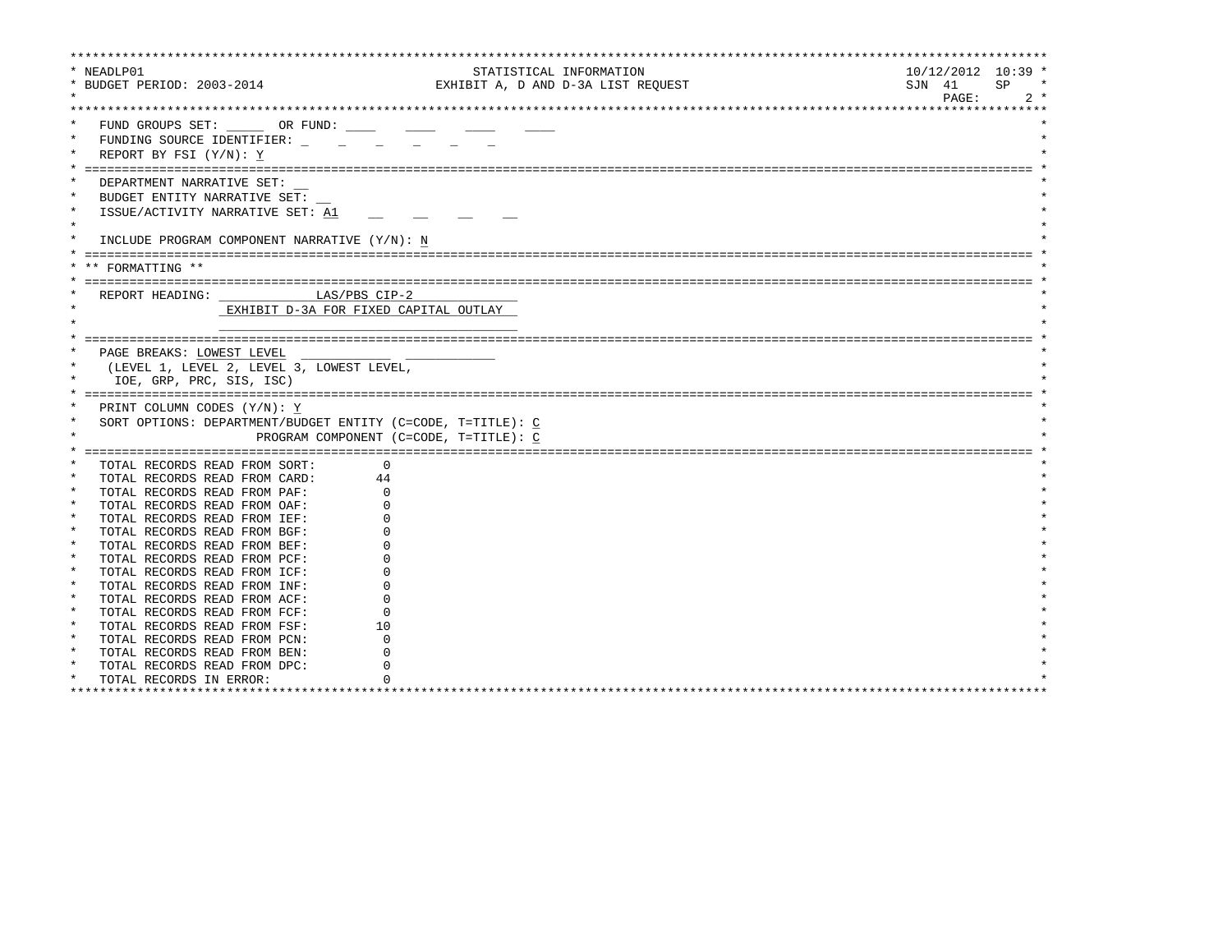```
****************************************************************************************************************************************
* NEADLP01                                        STATISTICAL INFORMATION                                          10/12/2012  10:39 *
* BUDGET PERIOD: 2003-2014                   EXHIBIT A, D AND D-3A LIST REQUEST                                    SJN  41     SP    *
*                                                                                                                       PAGE:      2 *
****************************************************************************************************************************************
*   FUND GROUPS SET: _____  OR FUND: ____    ____    ____    ____                                                                    *
*   FUNDING SOURCE IDENTIFIER: _    _    _    _    _    _                                                                            *
*   REPORT BY FSI (Y/N): Y                                                                                                           *
* ================================================================================================================================== *
*   DEPARTMENT NARRATIVE SET: __                                                                                                     *
*   BUDGET ENTITY NARRATIVE SET: __                                                                                                  *
*   ISSUE/ACTIVITY NARRATIVE SET: A1    __    __    __    __                                                                         *
*                                                                                                                                    *
*   INCLUDE PROGRAM COMPONENT NARRATIVE (Y/N): N                                                                                     *
* ================================================================================================================================== *
* ** FORMATTING **                                                                                                                   *
* ================================================================================================================================== *
*   REPORT HEADING: ____________LAS/PBS CIP-2____________                                                                            *
*                   _EXHIBIT D-3A FOR FIXED CAPITAL OUTLAY__                                                                         *
*                   ________________________________________                                                                         *
* ================================================================================================================================== *
*   PAGE BREAKS: LOWEST LEVEL  ____________  ____________                                                                            *
*    (LEVEL 1, LEVEL 2, LEVEL 3, LOWEST LEVEL,                                                                                       *
*     IOE, GRP, PRC, SIS, ISC)                                                                                                       *
* ================================================================================================================================== *
*   PRINT COLUMN CODES (Y/N): Y                                                                                                      *
*   SORT OPTIONS: DEPARTMENT/BUDGET ENTITY (C=CODE, T=TITLE): C                                                                      *
*                      PROGRAM COMPONENT (C=CODE, T=TITLE): C                                                                        *
* ================================================================================================================================== *
*   TOTAL RECORDS READ FROM SORT:         0                                                                                          *
*   TOTAL RECORDS READ FROM CARD:        44                                                                                          *
*   TOTAL RECORDS READ FROM PAF:          0                                                                                          *
*   TOTAL RECORDS READ FROM OAF:          0                                                                                          *
*   TOTAL RECORDS READ FROM IEF:          0                                                                                          *
*   TOTAL RECORDS READ FROM BGF:          0                                                                                          *
*   TOTAL RECORDS READ FROM BEF:          0                                                                                          *
*   TOTAL RECORDS READ FROM PCF:          0                                                                                          *
*   TOTAL RECORDS READ FROM ICF:          0                                                                                          *
*   TOTAL RECORDS READ FROM INF:          0                                                                                          *
*   TOTAL RECORDS READ FROM ACF:          0                                                                                          *
*   TOTAL RECORDS READ FROM FCF:          0                                                                                          *
*   TOTAL RECORDS READ FROM FSF:         10                                                                                          *
*   TOTAL RECORDS READ FROM PCN:          0                                                                                          *
*   TOTAL RECORDS READ FROM BEN:          0                                                                                          *
*   TOTAL RECORDS READ FROM DPC:          0                                                                                          *
*   TOTAL RECORDS IN ERROR:               0                                                                                          *
****************************************************************************************************************************************
```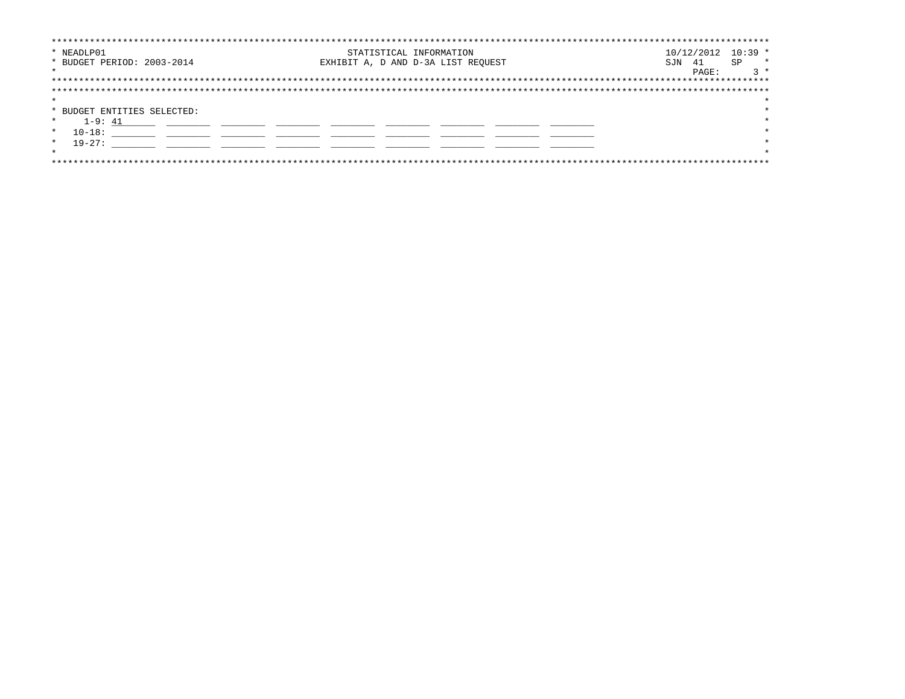```
***************************************************************************************************************************************
* NEADLP01                                                STATISTICAL INFORMATION                                     10/12/2012  10:39 *
* BUDGET PERIOD: 2003-2014                          EXHIBIT A, D AND D-3A LIST REQUEST                                SJN  41     SP    *
*                                                                                                                           PAGE:     3 *
***************************************************************************************************************************************
***************************************************************************************************************************************
*                                                                                                                                       *
* BUDGET ENTITIES SELECTED:                                                                                                             *
*      1-9: 41______  ________  ________  ________  ________  ________  ________  ________  ________                                     *
*    10-18: ________  ________  ________  ________  ________  ________  ________  ________  ________                                     *
*    19-27: ________  ________  ________  ________  ________  ________  ________  ________  ________                                     *
*                                                                                                                                       *
***************************************************************************************************************************************
```